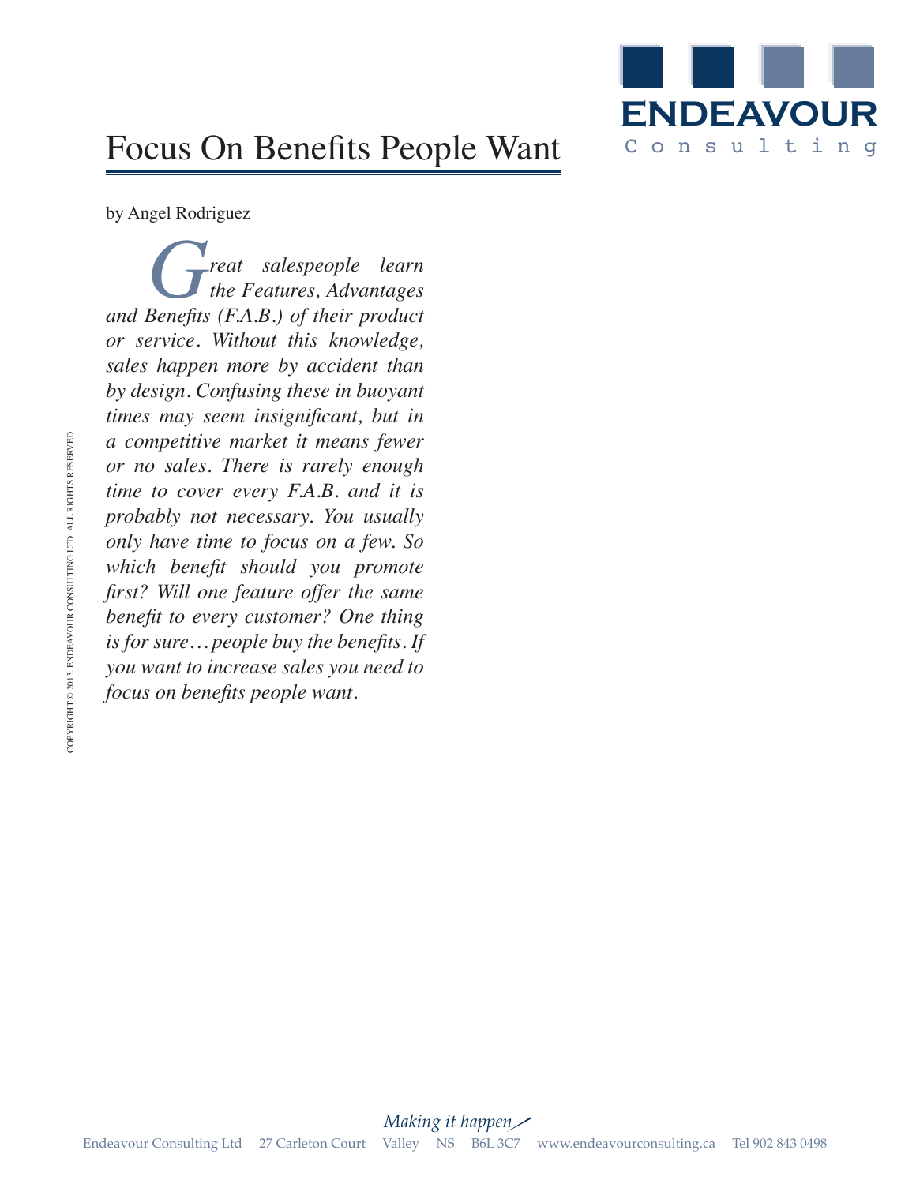# Focus On Benefits People Want

by Angel Rodriguez

*Great salespeople learn the Features, Advantages and Benefits (F.A.B.) of their product or service. Without this knowledge, sales happen more by accident than by design. Confusing these in buoyant times may seem insignificant, but in a competitive market it means fewer or no sales. There is rarely enough time to cover every F.A.B. and it is probably not necessary. You usually only have time to focus on a few. So which benefit should you promote first? Will one feature offer the same benefit to every customer? One thing is for sure…people buy the benefits. If you want to increase sales you need to focus on benefits people want.*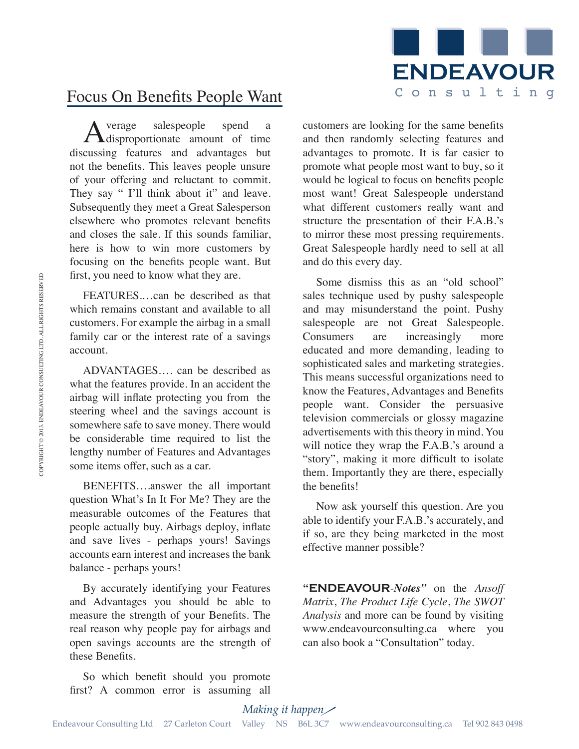# Focus On Benefits People Want

Average salespeople spend a disproportionate amount of time discussing features and advantages but not the benefits. This leaves people unsure of your offering and reluctant to commit. They say " I'll think about it" and leave. Subsequently they meet a Great Salesperson elsewhere who promotes relevant benefits and closes the sale. If this sounds familiar, here is how to win more customers by focusing on the benefits people want. But first, you need to know what they are.

FEATURES.…can be described as that which remains constant and available to all customers. For example the airbag in a small family car or the interest rate of a savings account.

ADVANTAGES…. can be described as what the features provide. In an accident the airbag will inflate protecting you from the steering wheel and the savings account is somewhere safe to save money. There would be considerable time required to list the lengthy number of Features and Advantages some items offer, such as a car.

BENEFITS….answer the all important question What's In It For Me? They are the measurable outcomes of the Features that people actually buy. Airbags deploy, inflate and save lives - perhaps yours! Savings accounts earn interest and increases the bank balance - perhaps yours!

By accurately identifying your Features and Advantages you should be able to measure the strength of your Benefits. The real reason why people pay for airbags and open savings accounts are the strength of these Benefits.

So which benefit should you promote first? A common error is assuming all customers are looking for the same benefits and then randomly selecting features and advantages to promote. It is far easier to promote what people most want to buy, so it would be logical to focus on benefits people most want! Great Salespeople understand what different customers really want and structure the presentation of their F.A.B.'s to mirror these most pressing requirements. Great Salespeople hardly need to sell at all and do this every day.

Some dismiss this as an "old school" sales technique used by pushy salespeople and may misunderstand the point. Pushy salespeople are not Great Salespeople. Consumers are increasingly more educated and more demanding, leading to sophisticated sales and marketing strategies. This means successful organizations need to know the Features, Advantages and Benefits people want. Consider the persuasive television commercials or glossy magazine advertisements with this theory in mind. You will notice they wrap the F.A.B.'s around a "story", making it more difficult to isolate them. Importantly they are there, especially the benefits!

Now ask yourself this question. Are you able to identify your F.A.B.'s accurately, and if so, are they being marketed in the most effective manner possible?

**"ENDEAVOUR-*Notes"*** on the *Ansoff Matrix*, *The Product Life Cycle*, *The SWOT Analysis* and more can be found by visiting www.endeavourconsulting.ca where you can also book a "Consultation" today.

*Making it happen*

Endeavour Consulting Ltd 27 Carleton Court Valley NS B6L 3C7 www.endeavourconsulting.ca Tel 902 843 0498